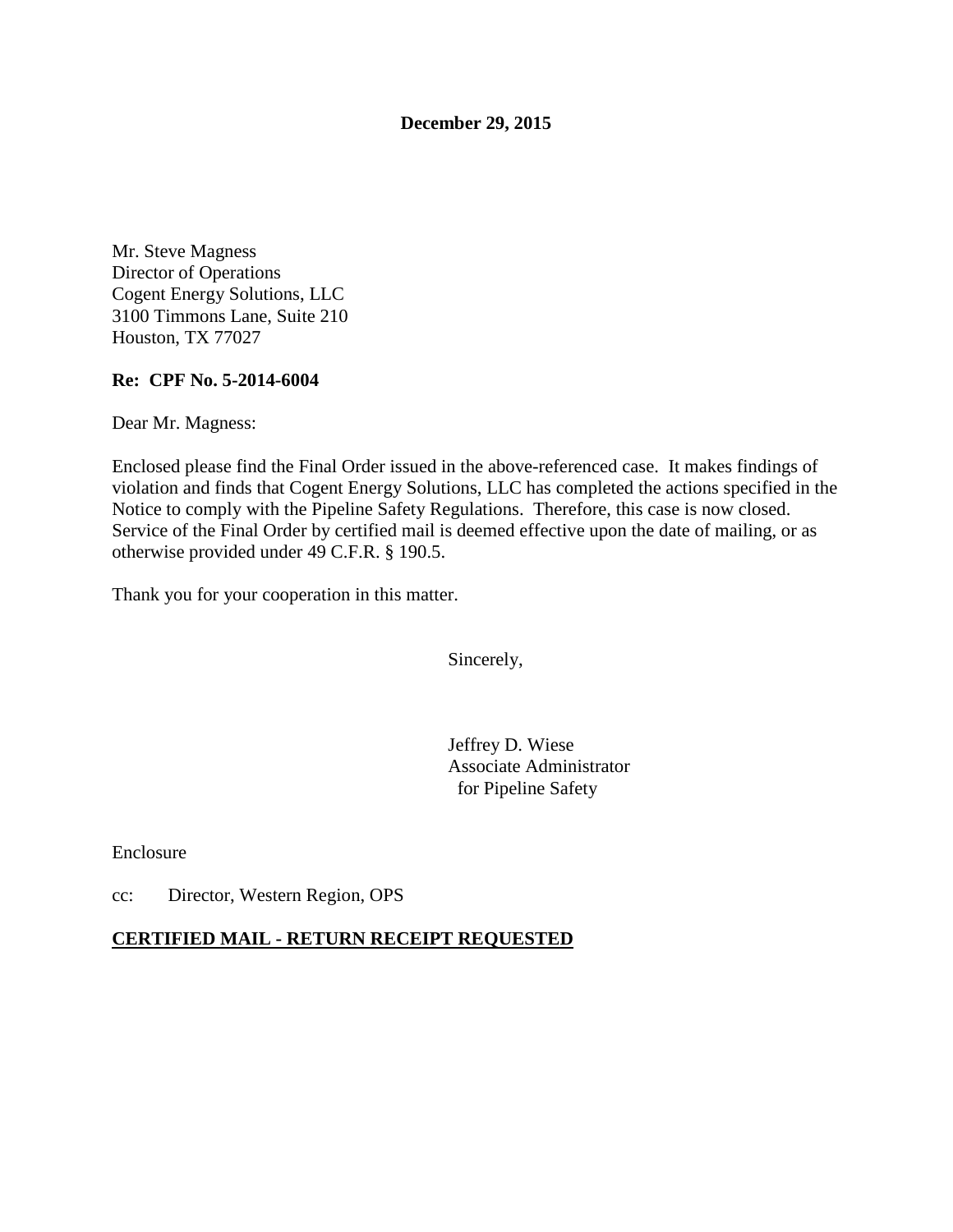**December 29, 2015**

Mr. Steve Magness
Director of Operations
Cogent Energy Solutions, LLC
3100 Timmons Lane, Suite 210
Houston, TX 77027

**Re: CPF No. 5-2014-6004**

Dear Mr. Magness:

Enclosed please find the Final Order issued in the above-referenced case. It makes findings of violation and finds that Cogent Energy Solutions, LLC has completed the actions specified in the Notice to comply with the Pipeline Safety Regulations. Therefore, this case is now closed. Service of the Final Order by certified mail is deemed effective upon the date of mailing, or as otherwise provided under 49 C.F.R. § 190.5.

Thank you for your cooperation in this matter.

Sincerely,

Jeffrey D. Wiese
Associate Administrator
for Pipeline Safety

Enclosure

cc: Director, Western Region, OPS

**CERTIFIED MAIL - RETURN RECEIPT REQUESTED**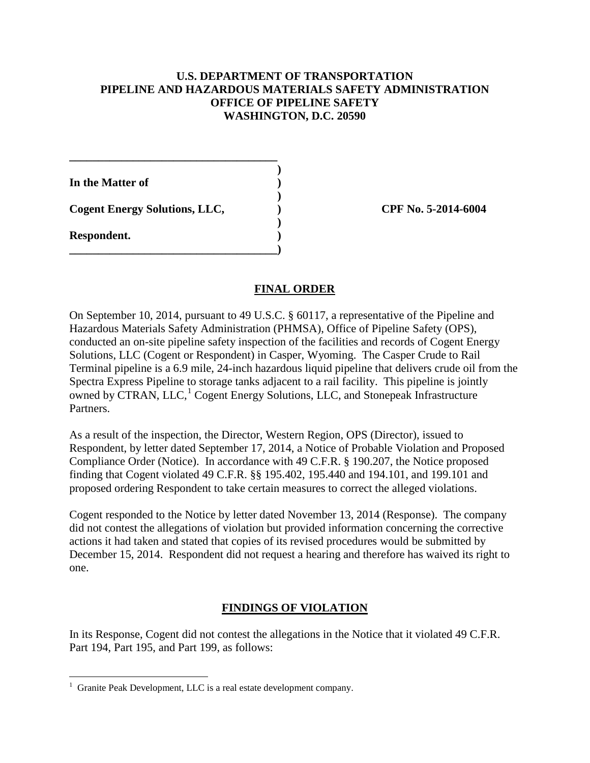**U.S. DEPARTMENT OF TRANSPORTATION**
**PIPELINE AND HAZARDOUS MATERIALS SAFETY ADMINISTRATION**
**OFFICE OF PIPELINE SAFETY**
**WASHINGTON, D.C. 20590**

| | | |
|---|---|---|
| **In the Matter of** | ) | |
| **Cogent Energy Solutions, LLC,** | ) | **CPF No. 5-2014-6004** |
| **Respondent.** | ) | |

## FINAL ORDER

On September 10, 2014, pursuant to 49 U.S.C. § 60117, a representative of the Pipeline and Hazardous Materials Safety Administration (PHMSA), Office of Pipeline Safety (OPS), conducted an on-site pipeline safety inspection of the facilities and records of Cogent Energy Solutions, LLC (Cogent or Respondent) in Casper, Wyoming. The Casper Crude to Rail Terminal pipeline is a 6.9 mile, 24-inch hazardous liquid pipeline that delivers crude oil from the Spectra Express Pipeline to storage tanks adjacent to a rail facility. This pipeline is jointly owned by CTRAN, LLC,[1] Cogent Energy Solutions, LLC, and Stonepeak Infrastructure Partners.

As a result of the inspection, the Director, Western Region, OPS (Director), issued to Respondent, by letter dated September 17, 2014, a Notice of Probable Violation and Proposed Compliance Order (Notice). In accordance with 49 C.F.R. § 190.207, the Notice proposed finding that Cogent violated 49 C.F.R. §§ 195.402, 195.440 and 194.101, and 199.101 and proposed ordering Respondent to take certain measures to correct the alleged violations.

Cogent responded to the Notice by letter dated November 13, 2014 (Response). The company did not contest the allegations of violation but provided information concerning the corrective actions it had taken and stated that copies of its revised procedures would be submitted by December 15, 2014. Respondent did not request a hearing and therefore has waived its right to one.

## FINDINGS OF VIOLATION

In its Response, Cogent did not contest the allegations in the Notice that it violated 49 C.F.R. Part 194, Part 195, and Part 199, as follows:

---

[1] Granite Peak Development, LLC is a real estate development company.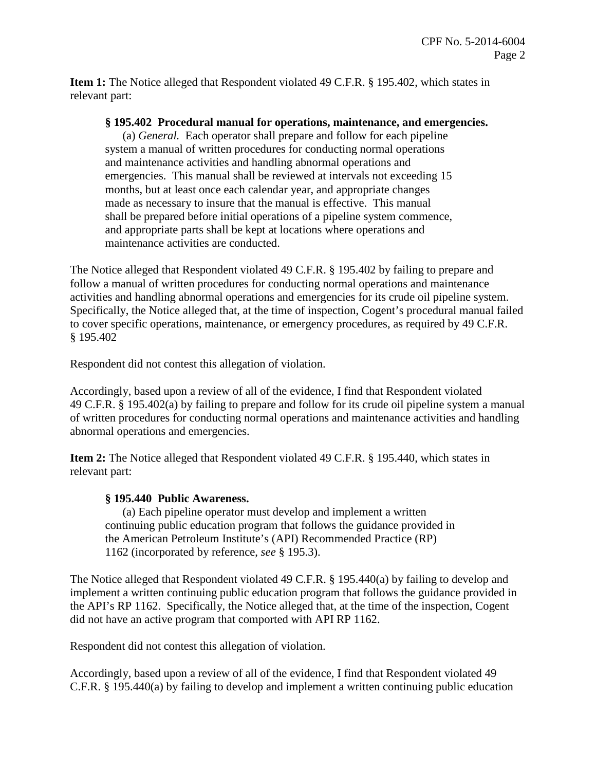**Item 1:** The Notice alleged that Respondent violated 49 C.F.R. § 195.402, which states in relevant part:

> **§ 195.402 Procedural manual for operations, maintenance, and emergencies.**
>
> (a) *General.* Each operator shall prepare and follow for each pipeline system a manual of written procedures for conducting normal operations and maintenance activities and handling abnormal operations and emergencies. This manual shall be reviewed at intervals not exceeding 15 months, but at least once each calendar year, and appropriate changes made as necessary to insure that the manual is effective. This manual shall be prepared before initial operations of a pipeline system commence, and appropriate parts shall be kept at locations where operations and maintenance activities are conducted.

The Notice alleged that Respondent violated 49 C.F.R. § 195.402 by failing to prepare and follow a manual of written procedures for conducting normal operations and maintenance activities and handling abnormal operations and emergencies for its crude oil pipeline system. Specifically, the Notice alleged that, at the time of inspection, Cogent's procedural manual failed to cover specific operations, maintenance, or emergency procedures, as required by 49 C.F.R. § 195.402

Respondent did not contest this allegation of violation.

Accordingly, based upon a review of all of the evidence, I find that Respondent violated 49 C.F.R. § 195.402(a) by failing to prepare and follow for its crude oil pipeline system a manual of written procedures for conducting normal operations and maintenance activities and handling abnormal operations and emergencies.

**Item 2:** The Notice alleged that Respondent violated 49 C.F.R. § 195.440, which states in relevant part:

> **§ 195.440 Public Awareness.**
>
> (a) Each pipeline operator must develop and implement a written continuing public education program that follows the guidance provided in the American Petroleum Institute's (API) Recommended Practice (RP) 1162 (incorporated by reference, *see* § 195.3).

The Notice alleged that Respondent violated 49 C.F.R. § 195.440(a) by failing to develop and implement a written continuing public education program that follows the guidance provided in the API's RP 1162. Specifically, the Notice alleged that, at the time of the inspection, Cogent did not have an active program that comported with API RP 1162.

Respondent did not contest this allegation of violation.

Accordingly, based upon a review of all of the evidence, I find that Respondent violated 49 C.F.R. § 195.440(a) by failing to develop and implement a written continuing public education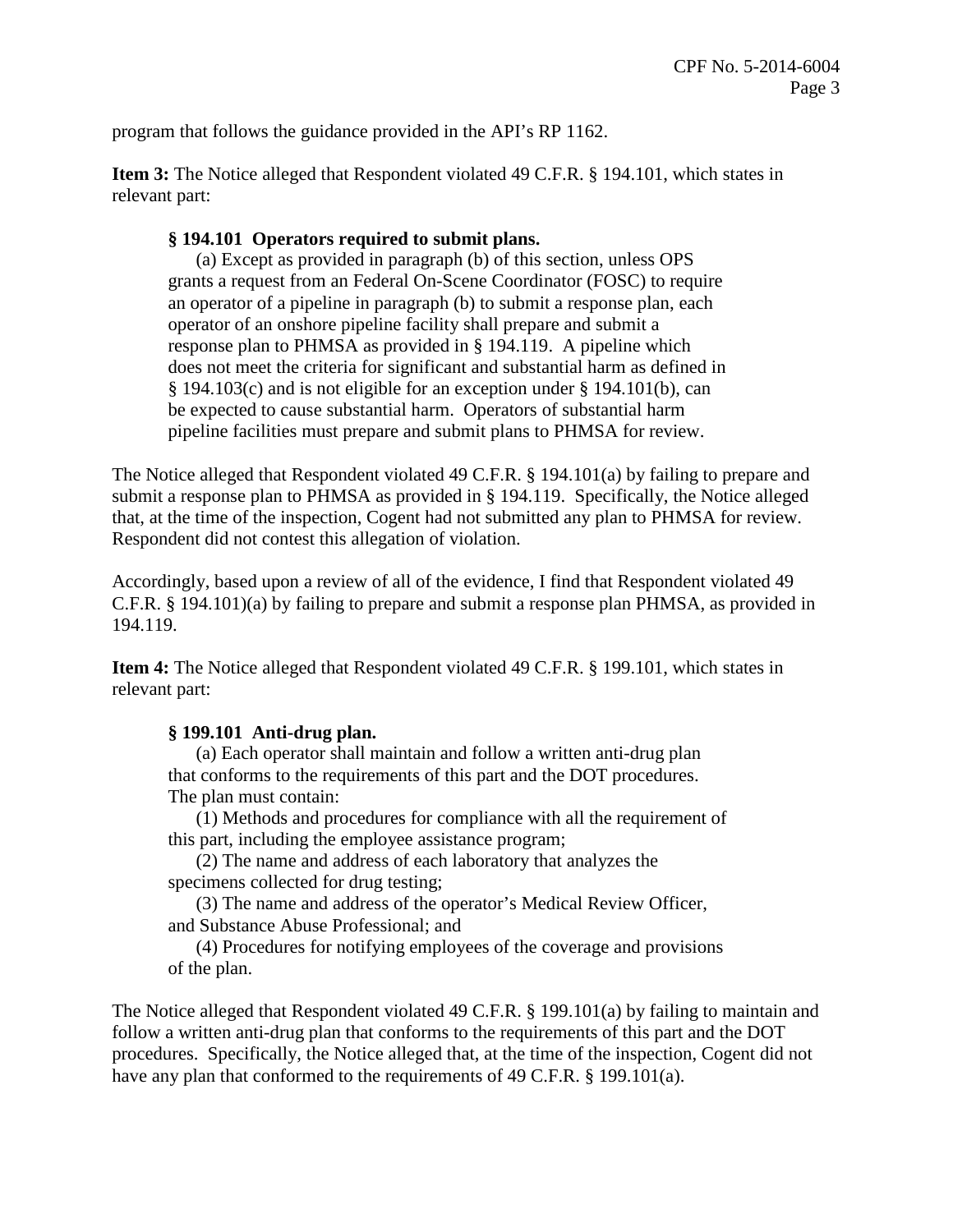program that follows the guidance provided in the API's RP 1162.

**Item 3:** The Notice alleged that Respondent violated 49 C.F.R. § 194.101, which states in relevant part:

> **§ 194.101 Operators required to submit plans.**
>
> (a) Except as provided in paragraph (b) of this section, unless OPS grants a request from an Federal On-Scene Coordinator (FOSC) to require an operator of a pipeline in paragraph (b) to submit a response plan, each operator of an onshore pipeline facility shall prepare and submit a response plan to PHMSA as provided in § 194.119. A pipeline which does not meet the criteria for significant and substantial harm as defined in § 194.103(c) and is not eligible for an exception under § 194.101(b), can be expected to cause substantial harm. Operators of substantial harm pipeline facilities must prepare and submit plans to PHMSA for review.

The Notice alleged that Respondent violated 49 C.F.R. § 194.101(a) by failing to prepare and submit a response plan to PHMSA as provided in § 194.119. Specifically, the Notice alleged that, at the time of the inspection, Cogent had not submitted any plan to PHMSA for review. Respondent did not contest this allegation of violation.

Accordingly, based upon a review of all of the evidence, I find that Respondent violated 49 C.F.R. § 194.101)(a) by failing to prepare and submit a response plan PHMSA, as provided in 194.119.

**Item 4:** The Notice alleged that Respondent violated 49 C.F.R. § 199.101, which states in relevant part:

> **§ 199.101 Anti-drug plan.**
>
> (a) Each operator shall maintain and follow a written anti-drug plan that conforms to the requirements of this part and the DOT procedures. The plan must contain:
>
> (1) Methods and procedures for compliance with all the requirement of this part, including the employee assistance program;
>
> (2) The name and address of each laboratory that analyzes the specimens collected for drug testing;
>
> (3) The name and address of the operator's Medical Review Officer, and Substance Abuse Professional; and
>
> (4) Procedures for notifying employees of the coverage and provisions of the plan.

The Notice alleged that Respondent violated 49 C.F.R. § 199.101(a) by failing to maintain and follow a written anti-drug plan that conforms to the requirements of this part and the DOT procedures. Specifically, the Notice alleged that, at the time of the inspection, Cogent did not have any plan that conformed to the requirements of 49 C.F.R. § 199.101(a).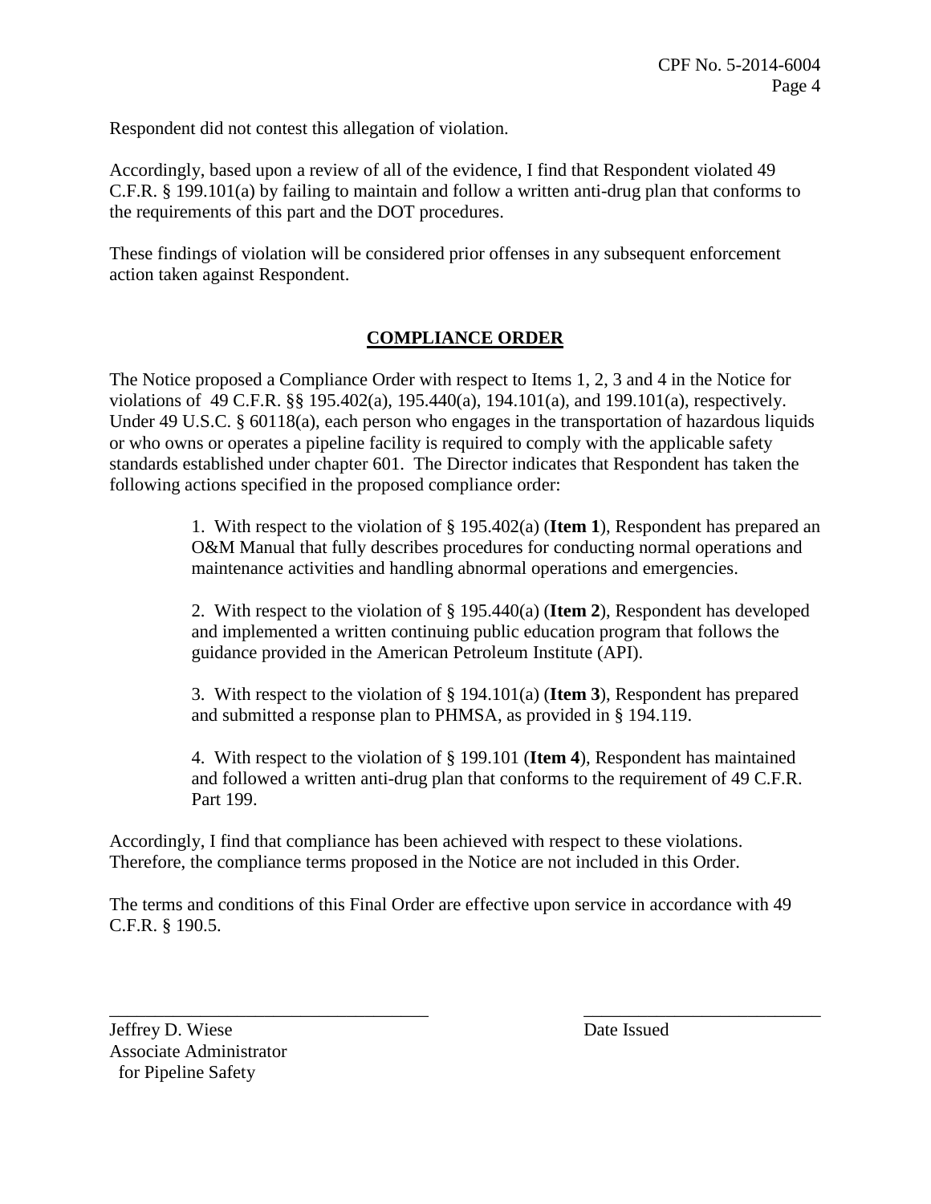Respondent did not contest this allegation of violation.

Accordingly, based upon a review of all of the evidence, I find that Respondent violated 49 C.F.R. § 199.101(a) by failing to maintain and follow a written anti-drug plan that conforms to the requirements of this part and the DOT procedures.

These findings of violation will be considered prior offenses in any subsequent enforcement action taken against Respondent.

## COMPLIANCE ORDER

The Notice proposed a Compliance Order with respect to Items 1, 2, 3 and 4 in the Notice for violations of 49 C.F.R. §§ 195.402(a), 195.440(a), 194.101(a), and 199.101(a), respectively. Under 49 U.S.C. § 60118(a), each person who engages in the transportation of hazardous liquids or who owns or operates a pipeline facility is required to comply with the applicable safety standards established under chapter 601. The Director indicates that Respondent has taken the following actions specified in the proposed compliance order:

> 1. With respect to the violation of § 195.402(a) (**Item 1**), Respondent has prepared an O&M Manual that fully describes procedures for conducting normal operations and maintenance activities and handling abnormal operations and emergencies.
>
> 2. With respect to the violation of § 195.440(a) (**Item 2**), Respondent has developed and implemented a written continuing public education program that follows the guidance provided in the American Petroleum Institute (API).
>
> 3. With respect to the violation of § 194.101(a) (**Item 3**), Respondent has prepared and submitted a response plan to PHMSA, as provided in § 194.119.
>
> 4. With respect to the violation of § 199.101 (**Item 4**), Respondent has maintained and followed a written anti-drug plan that conforms to the requirement of 49 C.F.R. Part 199.

Accordingly, I find that compliance has been achieved with respect to these violations. Therefore, the compliance terms proposed in the Notice are not included in this Order.

The terms and conditions of this Final Order are effective upon service in accordance with 49 C.F.R. § 190.5.

\_\_\_\_\_\_\_\_\_\_\_\_\_\_\_\_\_\_\_\_\_\_\_\_\_\_\_\_\_\_\_\_\_\_\_\_ \_\_\_\_\_\_\_\_\_\_\_\_\_\_\_\_\_\_\_\_\_\_\_\_\_\_\_

Jeffrey D. Wiese
Associate Administrator
for Pipeline Safety

Date Issued